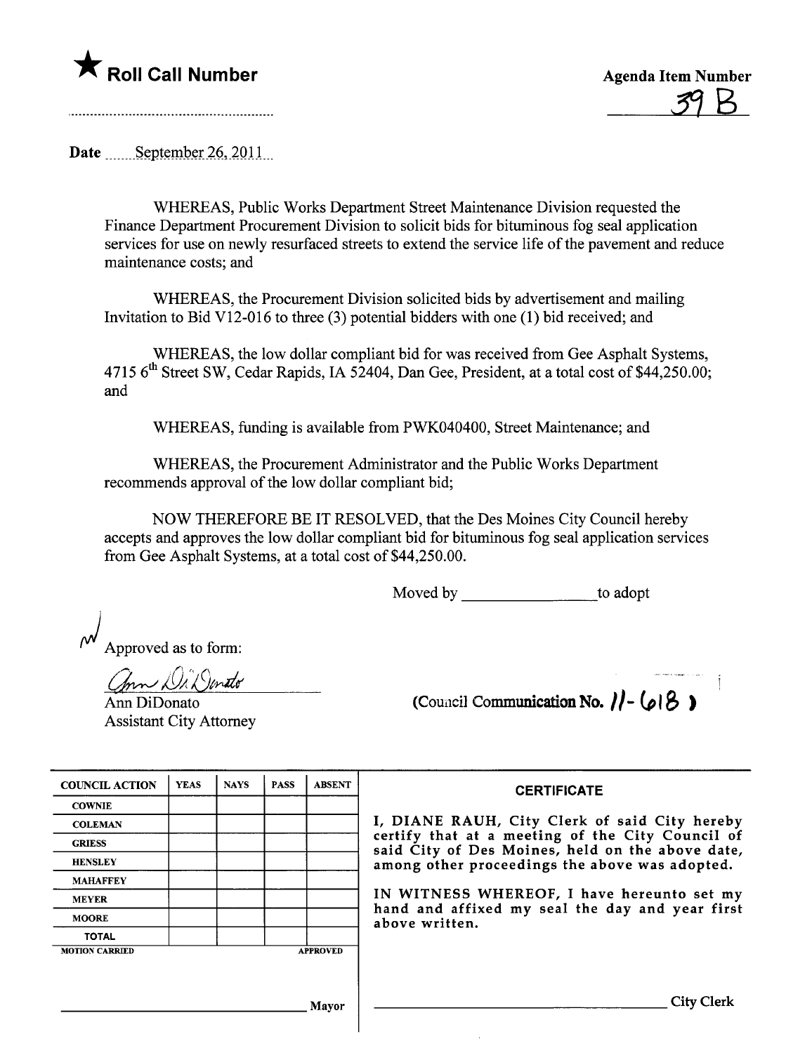★ **Roll Call Number**

..........................................................

**Agenda Item Number**

39 B

**Date** September 26, 2011

WHEREAS, Public Works Department Street Maintenance Division requested the Finance Department Procurement Division to solicit bids for bituminous fog seal application services for use on newly resurfaced streets to extend the service life of the pavement and reduce maintenance costs; and

WHEREAS, the Procurement Division solicited bids by advertisement and mailing Invitation to Bid V12-016 to three (3) potential bidders with one (1) bid received; and

WHEREAS, the low dollar compliant bid for was received from Gee Asphalt Systems, 4715 6th Street SW, Cedar Rapids, IA 52404, Dan Gee, President, at a total cost of $44,250.00; and

WHEREAS, funding is available from PWK040400, Street Maintenance; and

WHEREAS, the Procurement Administrator and the Public Works Department recommends approval of the low dollar compliant bid;

NOW THEREFORE BE IT RESOLVED, that the Des Moines City Council hereby accepts and approves the low dollar compliant bid for bituminous fog seal application services from Gee Asphalt Systems, at a total cost of $44,250.00.

Moved by ________________ to adopt

Approved as to form:

Ann DiDonato
Ann DiDonato
Assistant City Attorney

(Council Communication No. 11-618)

| COUNCIL ACTION | YEAS | NAYS | PASS | ABSENT |
|---|---|---|---|---|
| COWNIE | | | | |
| COLEMAN | | | | |
| GRIESS | | | | |
| HENSLEY | | | | |
| MAHAFFEY | | | | |
| MEYER | | | | |
| MOORE | | | | |
| TOTAL | | | | |
| MOTION CARRIED | | | | APPROVED |

________________________________ Mayor

**CERTIFICATE**

I, DIANE RAUH, City Clerk of said City hereby certify that at a meeting of the City Council of said City of Des Moines, held on the above date, among other proceedings the above was adopted.

IN WITNESS WHEREOF, I have hereunto set my hand and affixed my seal the day and year first above written.

________________________________ City Clerk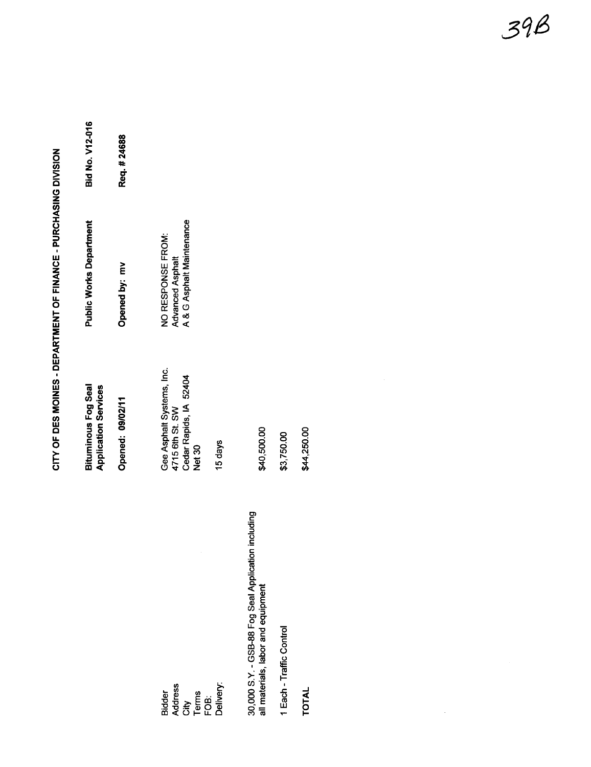39B

# CITY OF DES MOINES - DEPARTMENT OF FINANCE - PURCHASING DIVISION

| | | | |
|---|---|---|---|
| **Bituminous Fog Seal Application Services** | **Public Works Department** | **Bid No. V12-016** | |
| **Opened: 09/02/11** | **Opened by: mv** | **Req. # 24688** | |

| | | |
|---|---|---|
| Bidder | Gee Asphalt Systems, Inc. | NO RESPONSE FROM: |
| Address | 4715 6th St. SW | Advanced Asphalt |
| City | Cedar Rapids, IA 52404 | A & G Asphalt Maintenance |
| Terms | Net 30 | |
| FOB: | | |
| Delivery: | 15 days | |
| 30,000 S.Y. - GSB-88 Fog Seal Application including all materials, labor and equipment | $40,500.00 | |
| 1 Each - Traffic Control | $3,750.00 | |
| **TOTAL** | $44,250.00 | |